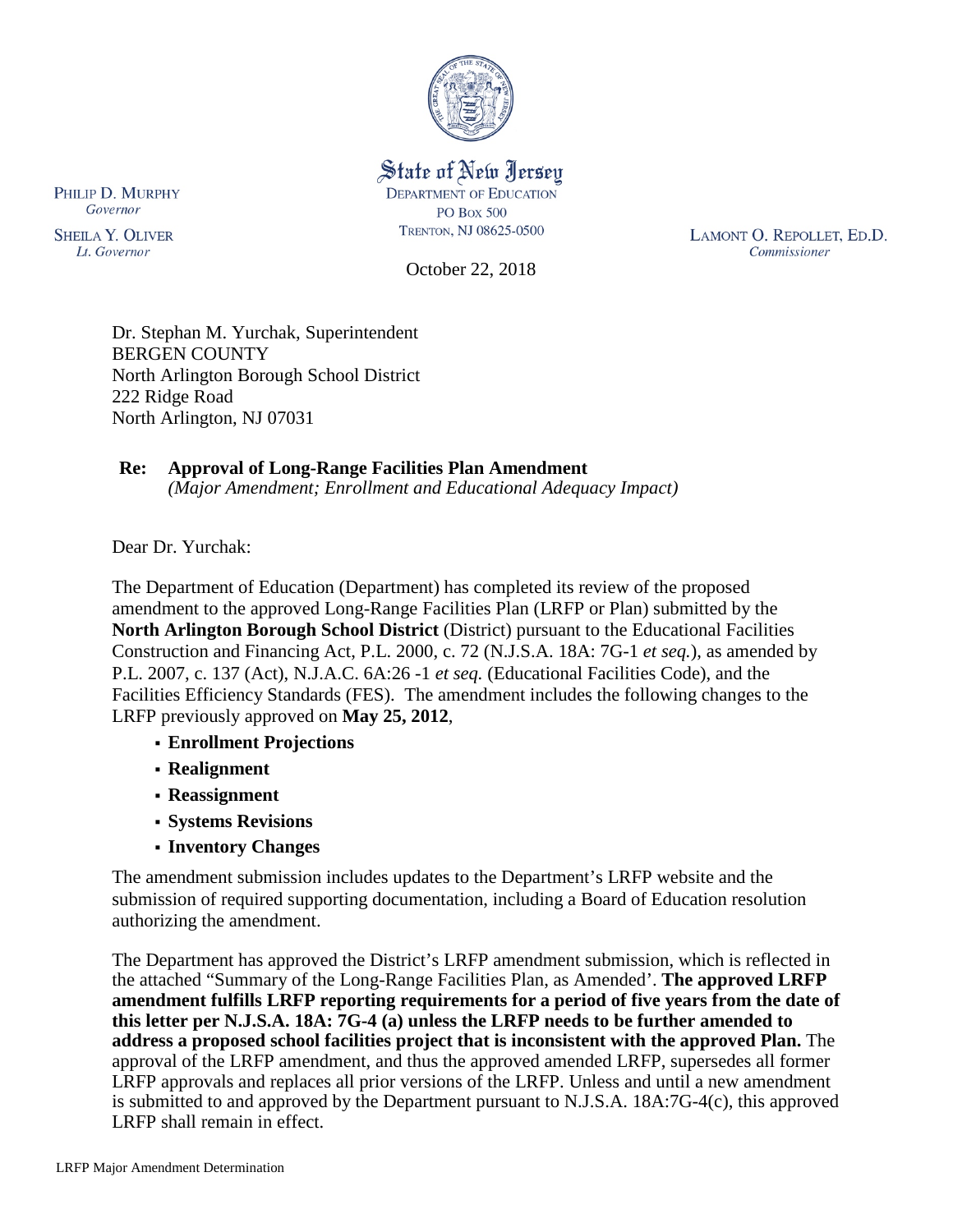State of New Jersey
DEPARTMENT OF EDUCATION
PO BOX 500
TRENTON, NJ 08625-0500

PHILIP D. MURPHY
*Governor*

SHEILA Y. OLIVER
*Lt. Governor*

LAMONT O. REPOLLET, ED.D.
*Commissioner*

October 22, 2018

Dr. Stephan M. Yurchak, Superintendent
BERGEN COUNTY
North Arlington Borough School District
222 Ridge Road
North Arlington, NJ 07031

**Re: Approval of Long-Range Facilities Plan Amendment**
*(Major Amendment; Enrollment and Educational Adequacy Impact)*

Dear Dr. Yurchak:

The Department of Education (Department) has completed its review of the proposed amendment to the approved Long-Range Facilities Plan (LRFP or Plan) submitted by the **North Arlington Borough School District** (District) pursuant to the Educational Facilities Construction and Financing Act, P.L. 2000, c. 72 (N.J.S.A. 18A: 7G-1 *et seq.*), as amended by P.L. 2007, c. 137 (Act), N.J.A.C. 6A:26 -1 *et seq.* (Educational Facilities Code), and the Facilities Efficiency Standards (FES). The amendment includes the following changes to the LRFP previously approved on **May 25, 2012**,

- **Enrollment Projections**
- **Realignment**
- **Reassignment**
- **Systems Revisions**
- **Inventory Changes**

The amendment submission includes updates to the Department's LRFP website and the submission of required supporting documentation, including a Board of Education resolution authorizing the amendment.

The Department has approved the District's LRFP amendment submission, which is reflected in the attached "Summary of the Long-Range Facilities Plan, as Amended'. **The approved LRFP amendment fulfills LRFP reporting requirements for a period of five years from the date of this letter per N.J.S.A. 18A: 7G-4 (a) unless the LRFP needs to be further amended to address a proposed school facilities project that is inconsistent with the approved Plan.** The approval of the LRFP amendment, and thus the approved amended LRFP, supersedes all former LRFP approvals and replaces all prior versions of the LRFP. Unless and until a new amendment is submitted to and approved by the Department pursuant to N.J.S.A. 18A:7G-4(c), this approved LRFP shall remain in effect.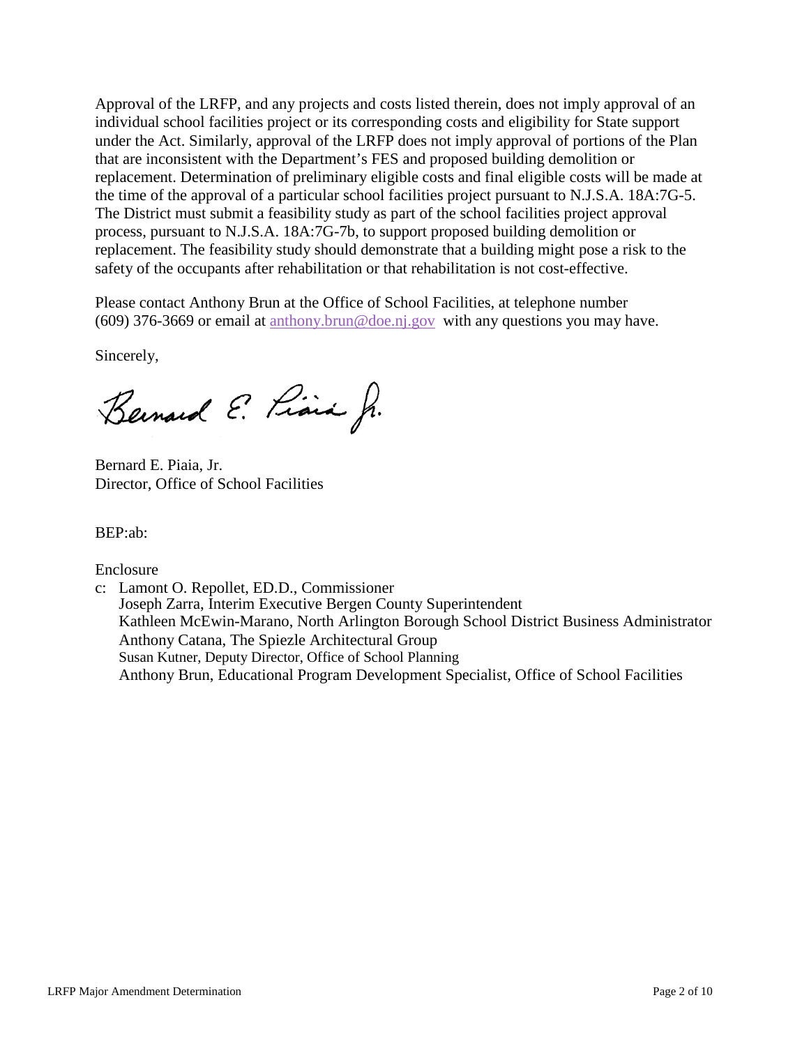Approval of the LRFP, and any projects and costs listed therein, does not imply approval of an individual school facilities project or its corresponding costs and eligibility for State support under the Act. Similarly, approval of the LRFP does not imply approval of portions of the Plan that are inconsistent with the Department's FES and proposed building demolition or replacement. Determination of preliminary eligible costs and final eligible costs will be made at the time of the approval of a particular school facilities project pursuant to N.J.S.A. 18A:7G-5. The District must submit a feasibility study as part of the school facilities project approval process, pursuant to N.J.S.A. 18A:7G-7b, to support proposed building demolition or replacement. The feasibility study should demonstrate that a building might pose a risk to the safety of the occupants after rehabilitation or that rehabilitation is not cost-effective.

Please contact Anthony Brun at the Office of School Facilities, at telephone number (609) 376-3669 or email at [anthony.brun@doe.nj.gov](mailto:anthony.brun@doe.nj.gov) with any questions you may have.

Sincerely,

Bernard E. Piaia, Jr.

Bernard E. Piaia, Jr.
Director, Office of School Facilities

BEP:ab:

Enclosure

c: Lamont O. Repollet, ED.D., Commissioner
Joseph Zarra, Interim Executive Bergen County Superintendent
Kathleen McEwin-Marano, North Arlington Borough School District Business Administrator
Anthony Catana, The Spiezle Architectural Group
Susan Kutner, Deputy Director, Office of School Planning
Anthony Brun, Educational Program Development Specialist, Office of School Facilities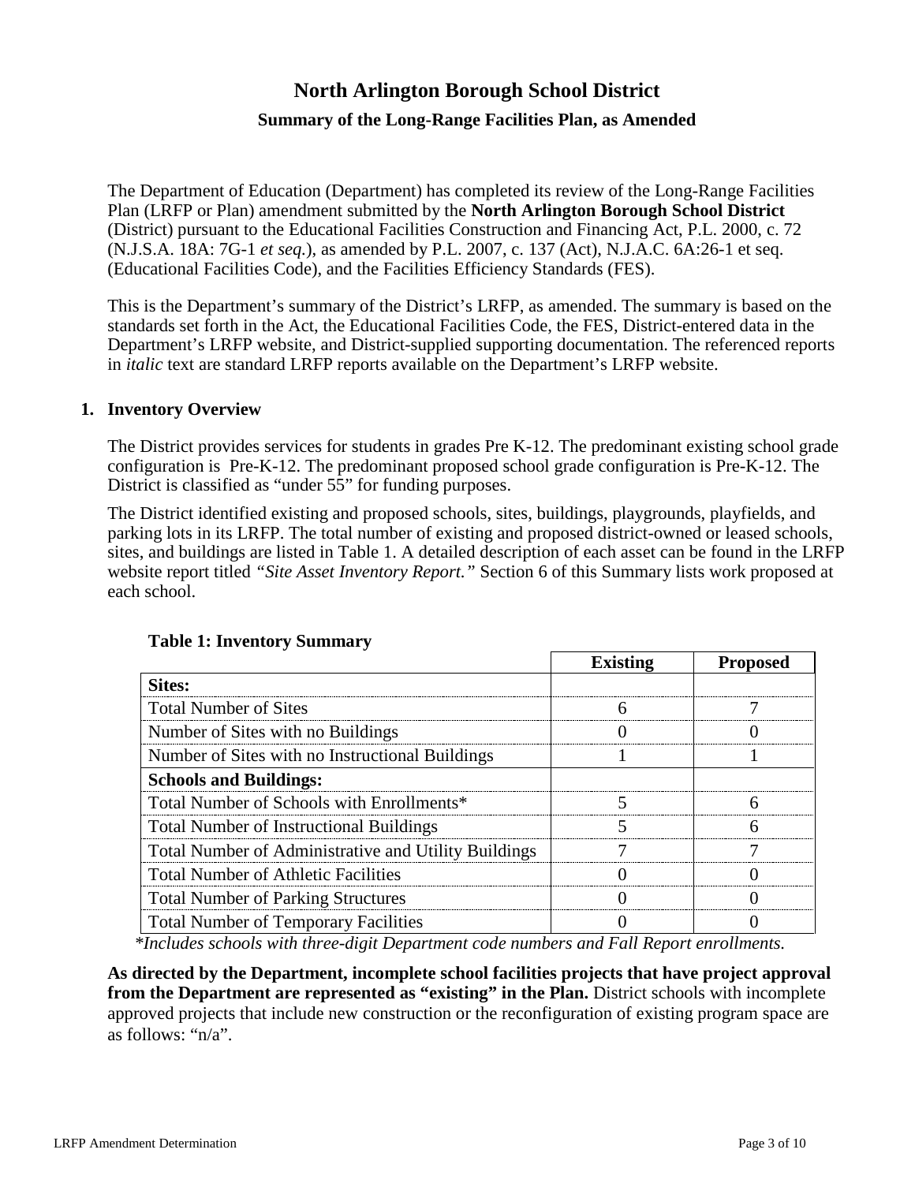# North Arlington Borough School District

## Summary of the Long-Range Facilities Plan, as Amended

The Department of Education (Department) has completed its review of the Long-Range Facilities Plan (LRFP or Plan) amendment submitted by the **North Arlington Borough School District** (District) pursuant to the Educational Facilities Construction and Financing Act, P.L. 2000, c. 72 (N.J.S.A. 18A: 7G-1 *et seq.*), as amended by P.L. 2007, c. 137 (Act), N.J.A.C. 6A:26-1 et seq. (Educational Facilities Code), and the Facilities Efficiency Standards (FES).

This is the Department's summary of the District's LRFP, as amended. The summary is based on the standards set forth in the Act, the Educational Facilities Code, the FES, District-entered data in the Department's LRFP website, and District-supplied supporting documentation. The referenced reports in *italic* text are standard LRFP reports available on the Department's LRFP website.

### 1. Inventory Overview

The District provides services for students in grades Pre K-12. The predominant existing school grade configuration is Pre-K-12. The predominant proposed school grade configuration is Pre-K-12. The District is classified as "under 55" for funding purposes.

The District identified existing and proposed schools, sites, buildings, playgrounds, playfields, and parking lots in its LRFP. The total number of existing and proposed district-owned or leased schools, sites, and buildings are listed in Table 1. A detailed description of each asset can be found in the LRFP website report titled *"Site Asset Inventory Report."* Section 6 of this Summary lists work proposed at each school.

**Table 1: Inventory Summary**

| | Existing | Proposed |
|---|---|---|
| **Sites:** | | |
| Total Number of Sites | 6 | 7 |
| Number of Sites with no Buildings | 0 | 0 |
| Number of Sites with no Instructional Buildings | 1 | 1 |
| **Schools and Buildings:** | | |
| Total Number of Schools with Enrollments* | 5 | 6 |
| Total Number of Instructional Buildings | 5 | 6 |
| Total Number of Administrative and Utility Buildings | 7 | 7 |
| Total Number of Athletic Facilities | 0 | 0 |
| Total Number of Parking Structures | 0 | 0 |
| Total Number of Temporary Facilities | 0 | 0 |

*\*Includes schools with three-digit Department code numbers and Fall Report enrollments.*

**As directed by the Department, incomplete school facilities projects that have project approval from the Department are represented as "existing" in the Plan.** District schools with incomplete approved projects that include new construction or the reconfiguration of existing program space are as follows: "n/a".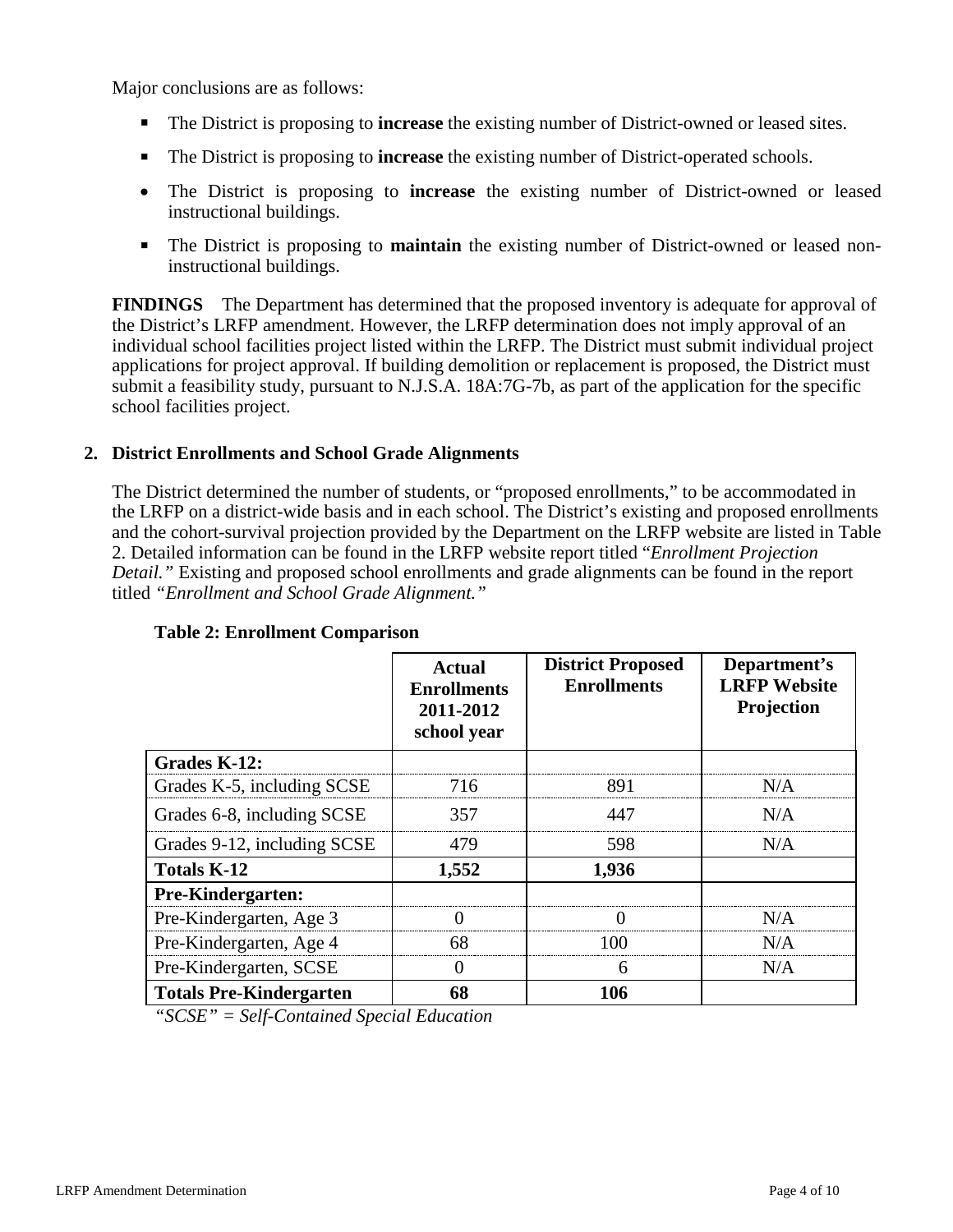Major conclusions are as follows:

- The District is proposing to **increase** the existing number of District-owned or leased sites.
- The District is proposing to **increase** the existing number of District-operated schools.
- The District is proposing to **increase** the existing number of District-owned or leased instructional buildings.
- The District is proposing to **maintain** the existing number of District-owned or leased non-instructional buildings.

**FINDINGS** The Department has determined that the proposed inventory is adequate for approval of the District's LRFP amendment. However, the LRFP determination does not imply approval of an individual school facilities project listed within the LRFP. The District must submit individual project applications for project approval. If building demolition or replacement is proposed, the District must submit a feasibility study, pursuant to N.J.S.A. 18A:7G-7b, as part of the application for the specific school facilities project.

## 2. District Enrollments and School Grade Alignments

The District determined the number of students, or "proposed enrollments," to be accommodated in the LRFP on a district-wide basis and in each school. The District's existing and proposed enrollments and the cohort-survival projection provided by the Department on the LRFP website are listed in Table 2. Detailed information can be found in the LRFP website report titled "*Enrollment Projection Detail.*" Existing and proposed school enrollments and grade alignments can be found in the report titled *"Enrollment and School Grade Alignment."*

**Table 2: Enrollment Comparison**

| | Actual Enrollments 2011-2012 school year | District Proposed Enrollments | Department's LRFP Website Projection |
|---|---|---|---|
| **Grades K-12:** | | | |
| Grades K-5, including SCSE | 716 | 891 | N/A |
| Grades 6-8, including SCSE | 357 | 447 | N/A |
| Grades 9-12, including SCSE | 479 | 598 | N/A |
| **Totals K-12** | **1,552** | **1,936** | |
| **Pre-Kindergarten:** | | | |
| Pre-Kindergarten, Age 3 | 0 | 0 | N/A |
| Pre-Kindergarten, Age 4 | 68 | 100 | N/A |
| Pre-Kindergarten, SCSE | 0 | 6 | N/A |
| **Totals Pre-Kindergarten** | **68** | **106** | |

*"SCSE" = Self-Contained Special Education*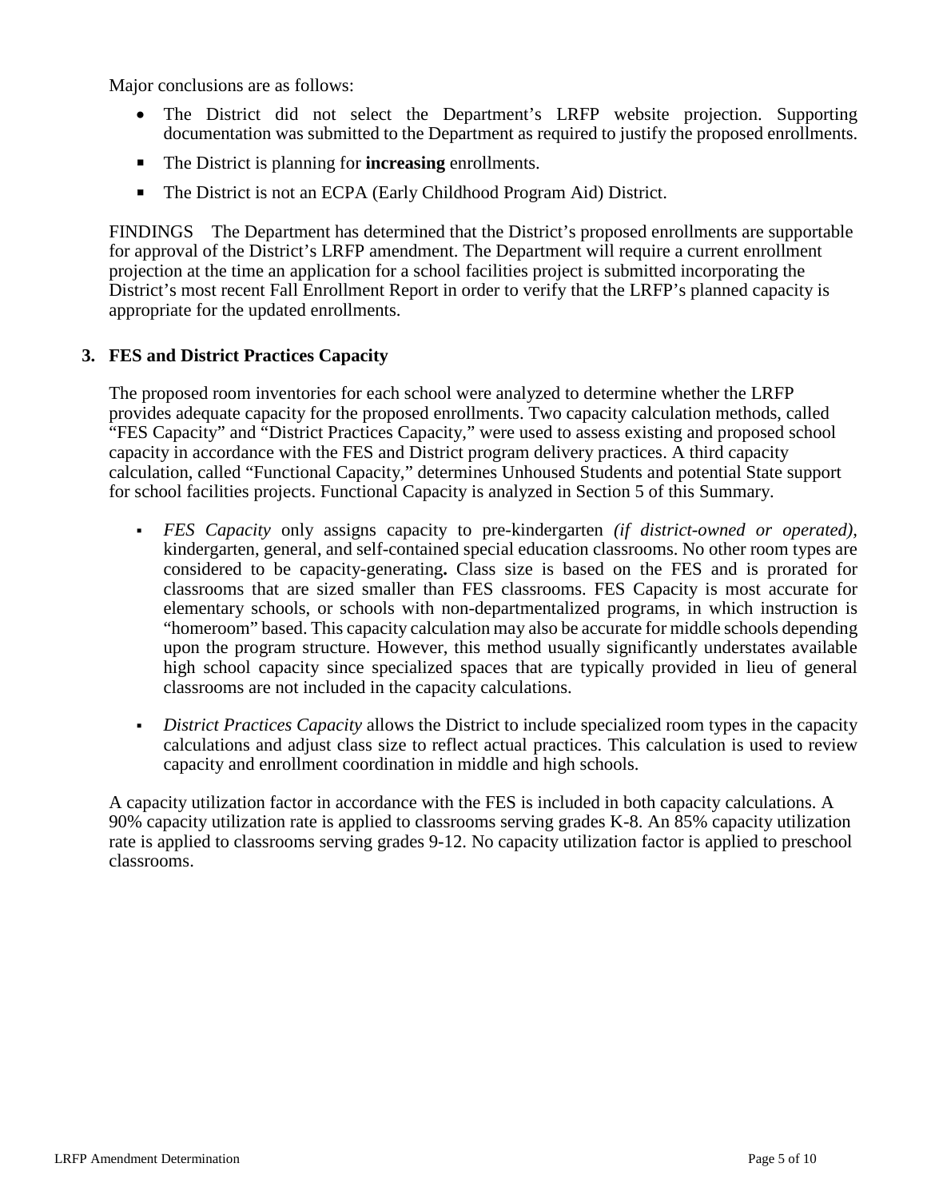Major conclusions are as follows:

- The District did not select the Department's LRFP website projection. Supporting documentation was submitted to the Department as required to justify the proposed enrollments.
- The District is planning for **increasing** enrollments.
- The District is not an ECPA (Early Childhood Program Aid) District.

FINDINGS The Department has determined that the District's proposed enrollments are supportable for approval of the District's LRFP amendment. The Department will require a current enrollment projection at the time an application for a school facilities project is submitted incorporating the District's most recent Fall Enrollment Report in order to verify that the LRFP's planned capacity is appropriate for the updated enrollments.

### 3. FES and District Practices Capacity

The proposed room inventories for each school were analyzed to determine whether the LRFP provides adequate capacity for the proposed enrollments. Two capacity calculation methods, called "FES Capacity" and "District Practices Capacity," were used to assess existing and proposed school capacity in accordance with the FES and District program delivery practices. A third capacity calculation, called "Functional Capacity," determines Unhoused Students and potential State support for school facilities projects. Functional Capacity is analyzed in Section 5 of this Summary.

- *FES Capacity* only assigns capacity to pre-kindergarten *(if district-owned or operated),* kindergarten, general, and self-contained special education classrooms. No other room types are considered to be capacity-generating**.** Class size is based on the FES and is prorated for classrooms that are sized smaller than FES classrooms. FES Capacity is most accurate for elementary schools, or schools with non-departmentalized programs, in which instruction is "homeroom" based. This capacity calculation may also be accurate for middle schools depending upon the program structure. However, this method usually significantly understates available high school capacity since specialized spaces that are typically provided in lieu of general classrooms are not included in the capacity calculations.

- *District Practices Capacity* allows the District to include specialized room types in the capacity calculations and adjust class size to reflect actual practices. This calculation is used to review capacity and enrollment coordination in middle and high schools.

A capacity utilization factor in accordance with the FES is included in both capacity calculations. A 90% capacity utilization rate is applied to classrooms serving grades K-8. An 85% capacity utilization rate is applied to classrooms serving grades 9-12. No capacity utilization factor is applied to preschool classrooms.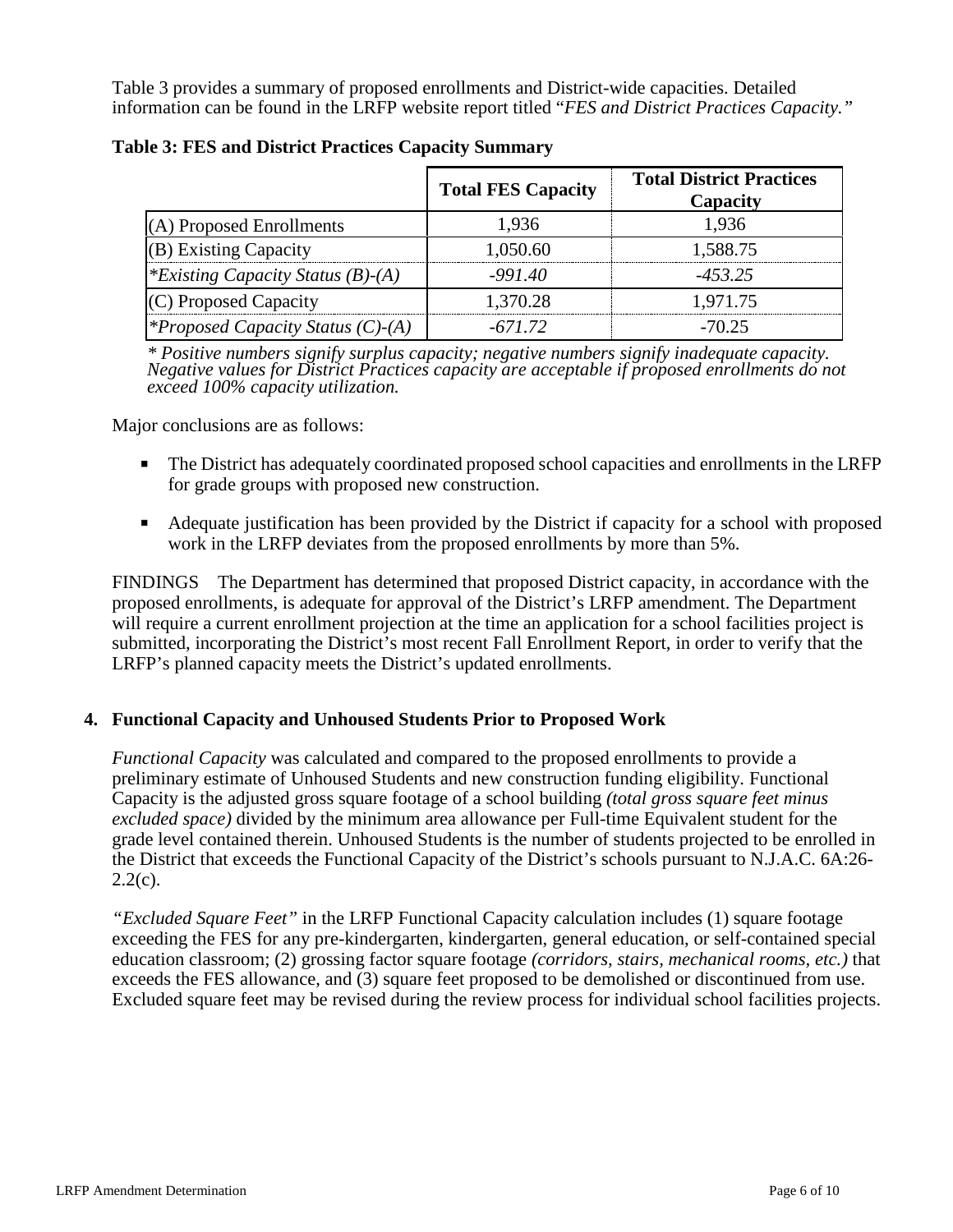Table 3 provides a summary of proposed enrollments and District-wide capacities. Detailed information can be found in the LRFP website report titled "*FES and District Practices Capacity.*"

**Table 3: FES and District Practices Capacity Summary**

| | Total FES Capacity | Total District Practices Capacity |
|---|---|---|
| (A) Proposed Enrollments | 1,936 | 1,936 |
| (B) Existing Capacity | 1,050.60 | 1,588.75 |
| **Existing Capacity Status (B)-(A)* | *-991.40* | *-453.25* |
| (C) Proposed Capacity | 1,370.28 | 1,971.75 |
| **Proposed Capacity Status (C)-(A)* | *-671.72* | -70.25 |

*\* Positive numbers signify surplus capacity; negative numbers signify inadequate capacity. Negative values for District Practices capacity are acceptable if proposed enrollments do not exceed 100% capacity utilization.*

Major conclusions are as follows:

- The District has adequately coordinated proposed school capacities and enrollments in the LRFP for grade groups with proposed new construction.
- Adequate justification has been provided by the District if capacity for a school with proposed work in the LRFP deviates from the proposed enrollments by more than 5%.

FINDINGS The Department has determined that proposed District capacity, in accordance with the proposed enrollments, is adequate for approval of the District's LRFP amendment. The Department will require a current enrollment projection at the time an application for a school facilities project is submitted, incorporating the District's most recent Fall Enrollment Report, in order to verify that the LRFP's planned capacity meets the District's updated enrollments.

## 4. Functional Capacity and Unhoused Students Prior to Proposed Work

*Functional Capacity* was calculated and compared to the proposed enrollments to provide a preliminary estimate of Unhoused Students and new construction funding eligibility. Functional Capacity is the adjusted gross square footage of a school building *(total gross square feet minus excluded space)* divided by the minimum area allowance per Full-time Equivalent student for the grade level contained therein. Unhoused Students is the number of students projected to be enrolled in the District that exceeds the Functional Capacity of the District's schools pursuant to N.J.A.C. 6A:26-2.2(c).

*"Excluded Square Feet"* in the LRFP Functional Capacity calculation includes (1) square footage exceeding the FES for any pre-kindergarten, kindergarten, general education, or self-contained special education classroom; (2) grossing factor square footage *(corridors, stairs, mechanical rooms, etc.)* that exceeds the FES allowance, and (3) square feet proposed to be demolished or discontinued from use. Excluded square feet may be revised during the review process for individual school facilities projects.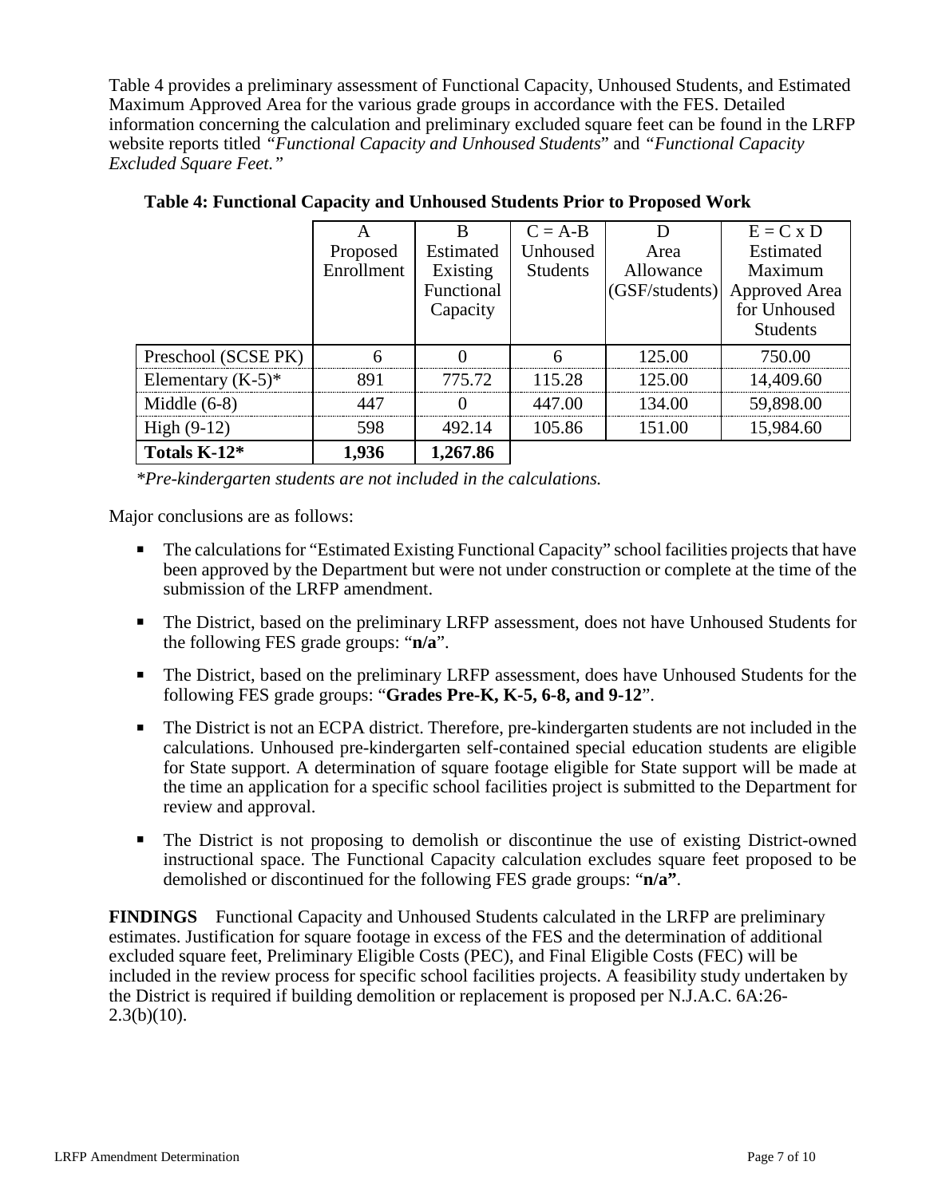Table 4 provides a preliminary assessment of Functional Capacity, Unhoused Students, and Estimated Maximum Approved Area for the various grade groups in accordance with the FES. Detailed information concerning the calculation and preliminary excluded square feet can be found in the LRFP website reports titled *"Functional Capacity and Unhoused Students*" and *"Functional Capacity Excluded Square Feet."*

**Table 4: Functional Capacity and Unhoused Students Prior to Proposed Work**

| | A<br>Proposed Enrollment | B<br>Estimated Existing Functional Capacity | C = A-B<br>Unhoused Students | D<br>Area Allowance (GSF/students) | E = C x D<br>Estimated Maximum Approved Area for Unhoused Students |
|---|---|---|---|---|---|
| Preschool (SCSE PK) | 6 | 0 | 6 | 125.00 | 750.00 |
| Elementary (K-5)* | 891 | 775.72 | 115.28 | 125.00 | 14,409.60 |
| Middle (6-8) | 447 | 0 | 447.00 | 134.00 | 59,898.00 |
| High (9-12) | 598 | 492.14 | 105.86 | 151.00 | 15,984.60 |
| **Totals K-12*** | **1,936** | **1,267.86** | | | |

*\*Pre-kindergarten students are not included in the calculations.*

Major conclusions are as follows:

- The calculations for "Estimated Existing Functional Capacity" school facilities projects that have been approved by the Department but were not under construction or complete at the time of the submission of the LRFP amendment.
- The District, based on the preliminary LRFP assessment, does not have Unhoused Students for the following FES grade groups: "**n/a**".
- The District, based on the preliminary LRFP assessment, does have Unhoused Students for the following FES grade groups: "**Grades Pre-K, K-5, 6-8, and 9-12**".
- The District is not an ECPA district. Therefore, pre-kindergarten students are not included in the calculations. Unhoused pre-kindergarten self-contained special education students are eligible for State support. A determination of square footage eligible for State support will be made at the time an application for a specific school facilities project is submitted to the Department for review and approval.
- The District is not proposing to demolish or discontinue the use of existing District-owned instructional space. The Functional Capacity calculation excludes square feet proposed to be demolished or discontinued for the following FES grade groups: "**n/a"**.

**FINDINGS** Functional Capacity and Unhoused Students calculated in the LRFP are preliminary estimates. Justification for square footage in excess of the FES and the determination of additional excluded square feet, Preliminary Eligible Costs (PEC), and Final Eligible Costs (FEC) will be included in the review process for specific school facilities projects. A feasibility study undertaken by the District is required if building demolition or replacement is proposed per N.J.A.C. 6A:26-2.3(b)(10).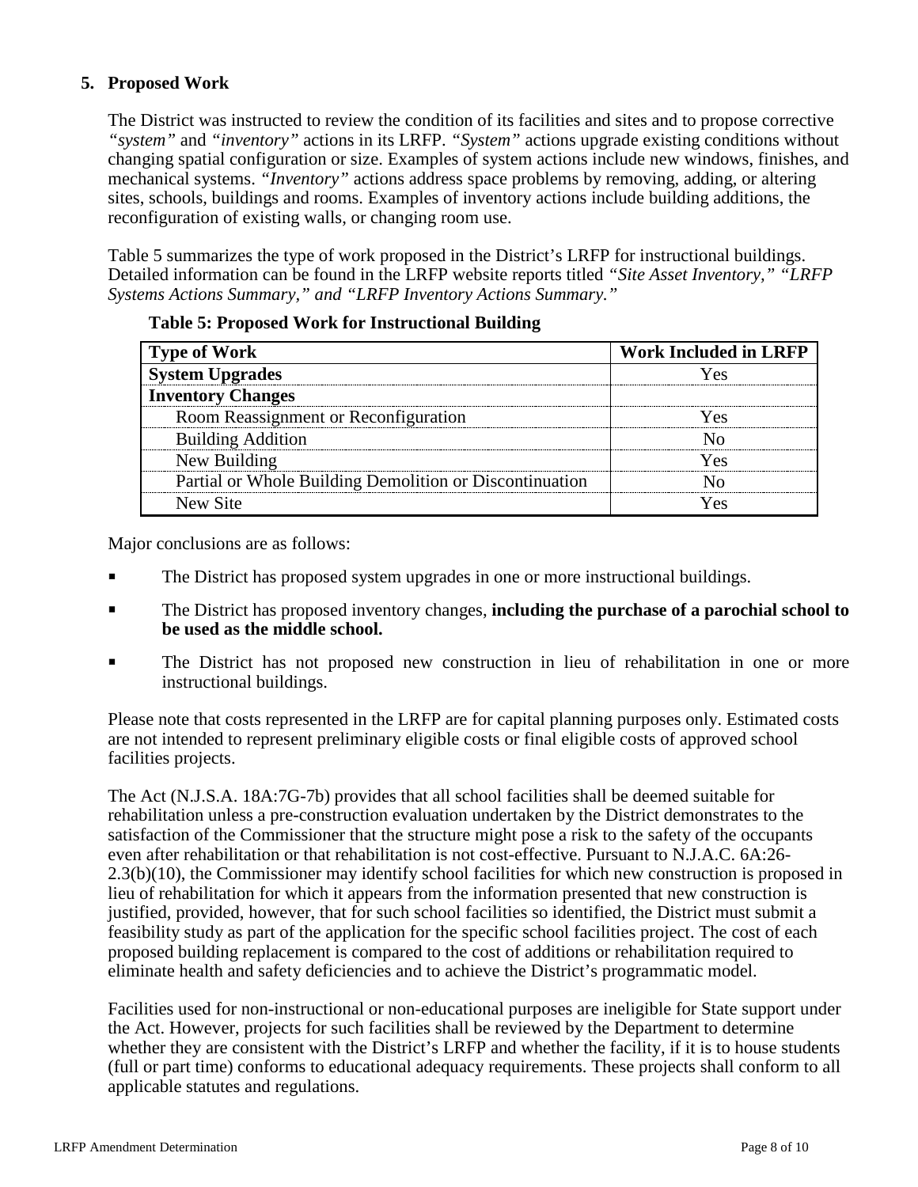## 5. Proposed Work

The District was instructed to review the condition of its facilities and sites and to propose corrective *"system"* and *"inventory"* actions in its LRFP. *"System"* actions upgrade existing conditions without changing spatial configuration or size. Examples of system actions include new windows, finishes, and mechanical systems. *"Inventory"* actions address space problems by removing, adding, or altering sites, schools, buildings and rooms. Examples of inventory actions include building additions, the reconfiguration of existing walls, or changing room use.

Table 5 summarizes the type of work proposed in the District's LRFP for instructional buildings. Detailed information can be found in the LRFP website reports titled *"Site Asset Inventory," "LRFP Systems Actions Summary," and "LRFP Inventory Actions Summary."*

**Table 5: Proposed Work for Instructional Building**

| Type of Work | Work Included in LRFP |
|---|---|
| **System Upgrades** | Yes |
| **Inventory Changes** | |
| Room Reassignment or Reconfiguration | Yes |
| Building Addition | No |
| New Building | Yes |
| Partial or Whole Building Demolition or Discontinuation | No |
| New Site | Yes |

Major conclusions are as follows:

- The District has proposed system upgrades in one or more instructional buildings.
- The District has proposed inventory changes, **including the purchase of a parochial school to be used as the middle school.**
- The District has not proposed new construction in lieu of rehabilitation in one or more instructional buildings.

Please note that costs represented in the LRFP are for capital planning purposes only. Estimated costs are not intended to represent preliminary eligible costs or final eligible costs of approved school facilities projects.

The Act (N.J.S.A. 18A:7G-7b) provides that all school facilities shall be deemed suitable for rehabilitation unless a pre-construction evaluation undertaken by the District demonstrates to the satisfaction of the Commissioner that the structure might pose a risk to the safety of the occupants even after rehabilitation or that rehabilitation is not cost-effective. Pursuant to N.J.A.C. 6A:26-2.3(b)(10), the Commissioner may identify school facilities for which new construction is proposed in lieu of rehabilitation for which it appears from the information presented that new construction is justified, provided, however, that for such school facilities so identified, the District must submit a feasibility study as part of the application for the specific school facilities project. The cost of each proposed building replacement is compared to the cost of additions or rehabilitation required to eliminate health and safety deficiencies and to achieve the District's programmatic model.

Facilities used for non-instructional or non-educational purposes are ineligible for State support under the Act. However, projects for such facilities shall be reviewed by the Department to determine whether they are consistent with the District's LRFP and whether the facility, if it is to house students (full or part time) conforms to educational adequacy requirements. These projects shall conform to all applicable statutes and regulations.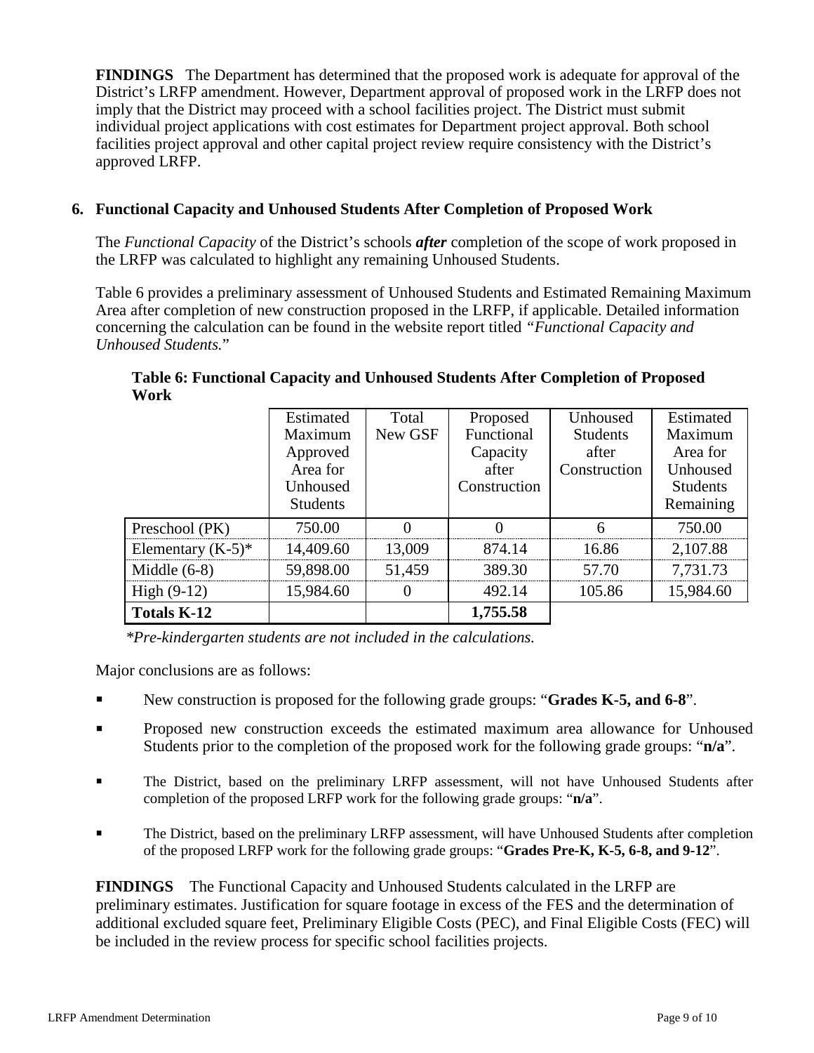**FINDINGS** The Department has determined that the proposed work is adequate for approval of the District's LRFP amendment. However, Department approval of proposed work in the LRFP does not imply that the District may proceed with a school facilities project. The District must submit individual project applications with cost estimates for Department project approval. Both school facilities project approval and other capital project review require consistency with the District's approved LRFP.

## 6. Functional Capacity and Unhoused Students After Completion of Proposed Work

The *Functional Capacity* of the District's schools ***after*** completion of the scope of work proposed in the LRFP was calculated to highlight any remaining Unhoused Students.

Table 6 provides a preliminary assessment of Unhoused Students and Estimated Remaining Maximum Area after completion of new construction proposed in the LRFP, if applicable. Detailed information concerning the calculation can be found in the website report titled *"Functional Capacity and Unhoused Students."*

**Table 6: Functional Capacity and Unhoused Students After Completion of Proposed Work**

| | Estimated Maximum Approved Area for Unhoused Students | Total New GSF | Proposed Functional Capacity after Construction | Unhoused Students after Construction | Estimated Maximum Area for Unhoused Students Remaining |
|---|---|---|---|---|---|
| Preschool (PK) | 750.00 | 0 | 0 | 6 | 750.00 |
| Elementary (K-5)* | 14,409.60 | 13,009 | 874.14 | 16.86 | 2,107.88 |
| Middle (6-8) | 59,898.00 | 51,459 | 389.30 | 57.70 | 7,731.73 |
| High (9-12) | 15,984.60 | 0 | 492.14 | 105.86 | 15,984.60 |
| **Totals K-12** | | | **1,755.58** | | |

*\*Pre-kindergarten students are not included in the calculations.*

Major conclusions are as follows:

- New construction is proposed for the following grade groups: "**Grades K-5, and 6-8**".
- Proposed new construction exceeds the estimated maximum area allowance for Unhoused Students prior to the completion of the proposed work for the following grade groups: "**n/a**".
- The District, based on the preliminary LRFP assessment, will not have Unhoused Students after completion of the proposed LRFP work for the following grade groups: "**n/a**".
- The District, based on the preliminary LRFP assessment, will have Unhoused Students after completion of the proposed LRFP work for the following grade groups: "**Grades Pre-K, K-5, 6-8, and 9-12**".

**FINDINGS** The Functional Capacity and Unhoused Students calculated in the LRFP are preliminary estimates. Justification for square footage in excess of the FES and the determination of additional excluded square feet, Preliminary Eligible Costs (PEC), and Final Eligible Costs (FEC) will be included in the review process for specific school facilities projects.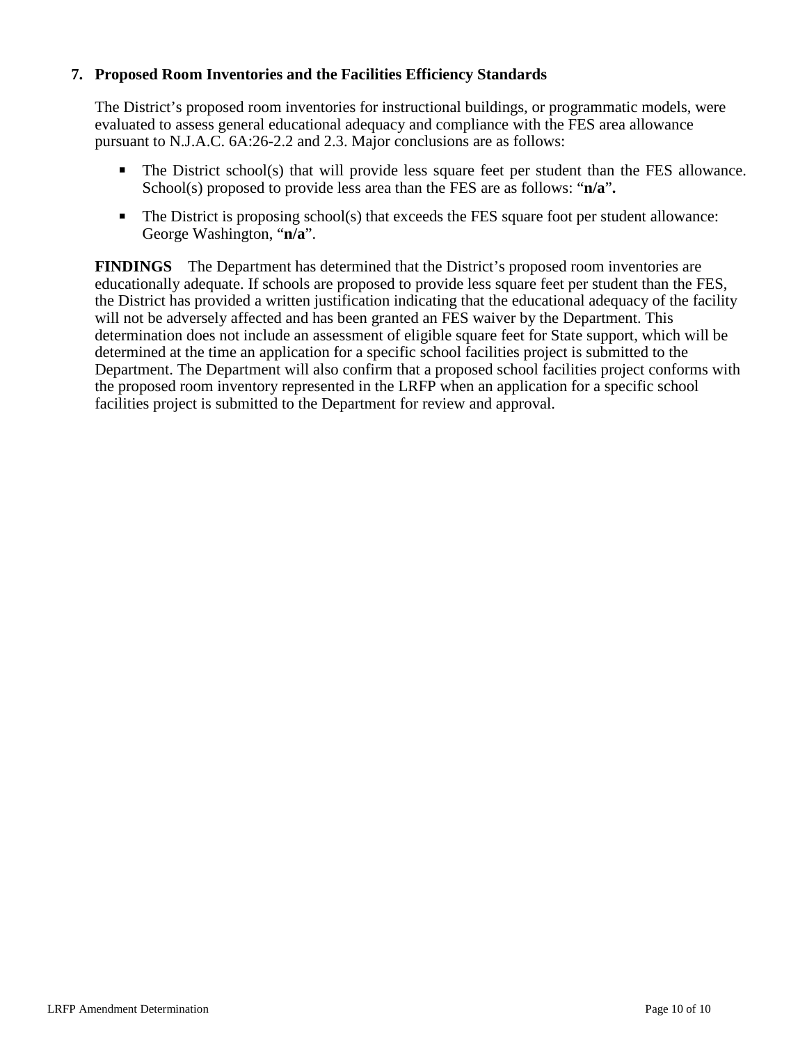## 7. Proposed Room Inventories and the Facilities Efficiency Standards

The District's proposed room inventories for instructional buildings, or programmatic models, were evaluated to assess general educational adequacy and compliance with the FES area allowance pursuant to N.J.A.C. 6A:26-2.2 and 2.3. Major conclusions are as follows:

- The District school(s) that will provide less square feet per student than the FES allowance. School(s) proposed to provide less area than the FES are as follows: "**n/a**"**.**
- The District is proposing school(s) that exceeds the FES square foot per student allowance: George Washington, "**n/a**".

**FINDINGS** The Department has determined that the District's proposed room inventories are educationally adequate. If schools are proposed to provide less square feet per student than the FES, the District has provided a written justification indicating that the educational adequacy of the facility will not be adversely affected and has been granted an FES waiver by the Department. This determination does not include an assessment of eligible square feet for State support, which will be determined at the time an application for a specific school facilities project is submitted to the Department. The Department will also confirm that a proposed school facilities project conforms with the proposed room inventory represented in the LRFP when an application for a specific school facilities project is submitted to the Department for review and approval.